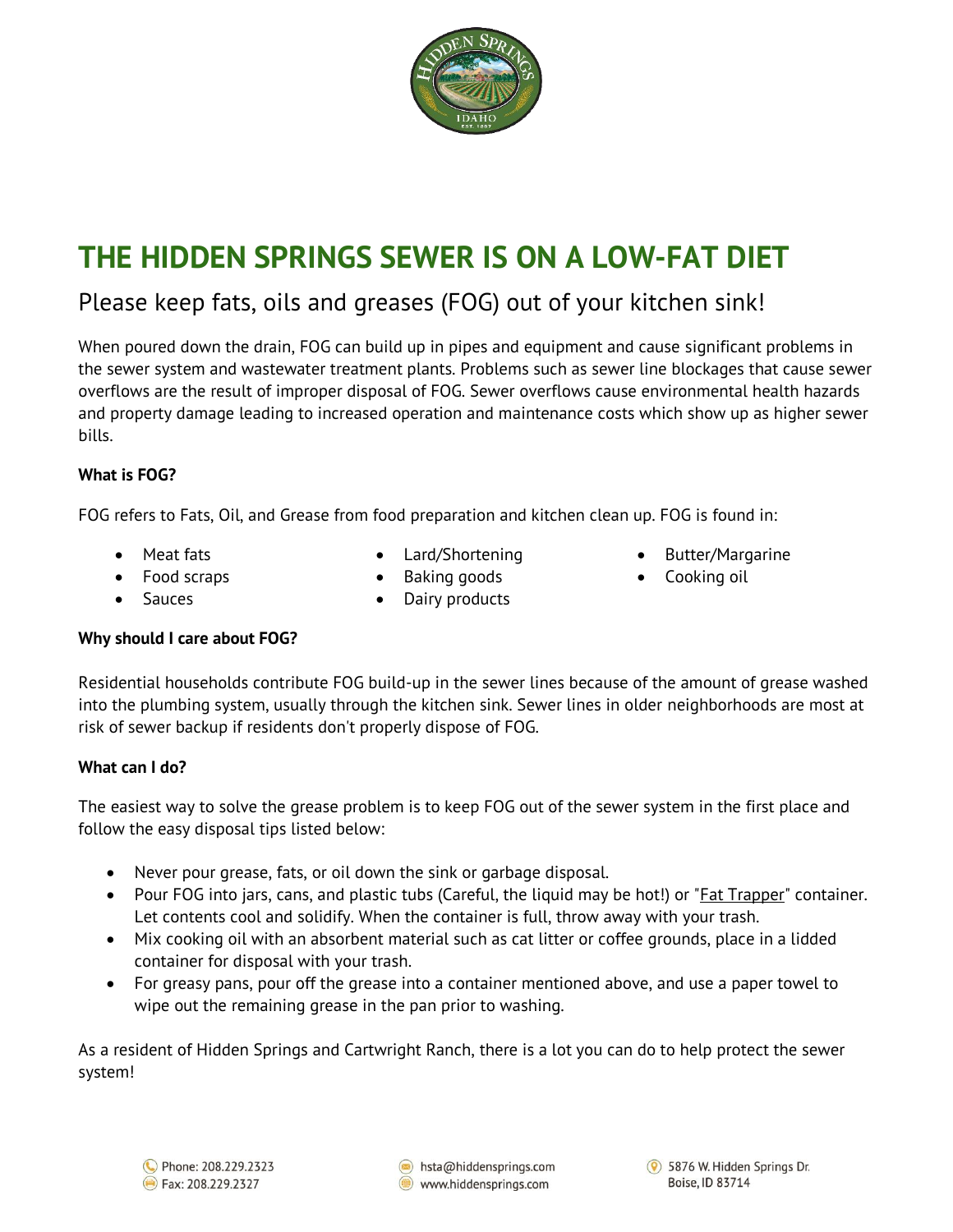# THE HIDDEN SPRINGS SEWER IS ON A LOW-FAT DIET

## Please keep fats, oils and greases (FOG) out of your kitchen sink!

When poured down the drain, FOG can build up in pipes and equipment and cause significant problems in the sewer system and wastewater treatment plants. Problems such as sewer line blockages that cause sewer overflows are the result of improper disposal of FOG. Sewer overflows cause environmental health hazards and property damage leading to increased operation and maintenance costs which show up as higher sewer bills.

**What is FOG?**

FOG refers to Fats, Oil, and Grease from food preparation and kitchen clean up. FOG is found in:

- Meat fats
- Food scraps
- Sauces
- Lard/Shortening
- Baking goods
- Dairy products
- Butter/Margarine
- Cooking oil

**Why should I care about FOG?**

Residential households contribute FOG build-up in the sewer lines because of the amount of grease washed into the plumbing system, usually through the kitchen sink. Sewer lines in older neighborhoods are most at risk of sewer backup if residents don't properly dispose of FOG.

**What can I do?**

The easiest way to solve the grease problem is to keep FOG out of the sewer system in the first place and follow the easy disposal tips listed below:

- Never pour grease, fats, or oil down the sink or garbage disposal.
- Pour FOG into jars, cans, and plastic tubs (Careful, the liquid may be hot!) or "Fat Trapper" container. Let contents cool and solidify. When the container is full, throw away with your trash.
- Mix cooking oil with an absorbent material such as cat litter or coffee grounds, place in a lidded container for disposal with your trash.
- For greasy pans, pour off the grease into a container mentioned above, and use a paper towel to wipe out the remaining grease in the pan prior to washing.

As a resident of Hidden Springs and Cartwright Ranch, there is a lot you can do to help protect the sewer system!

Phone: 208.229.2323
Fax: 208.229.2327

hsta@hiddensprings.com
www.hiddensprings.com

5876 W. Hidden Springs Dr.
Boise, ID 83714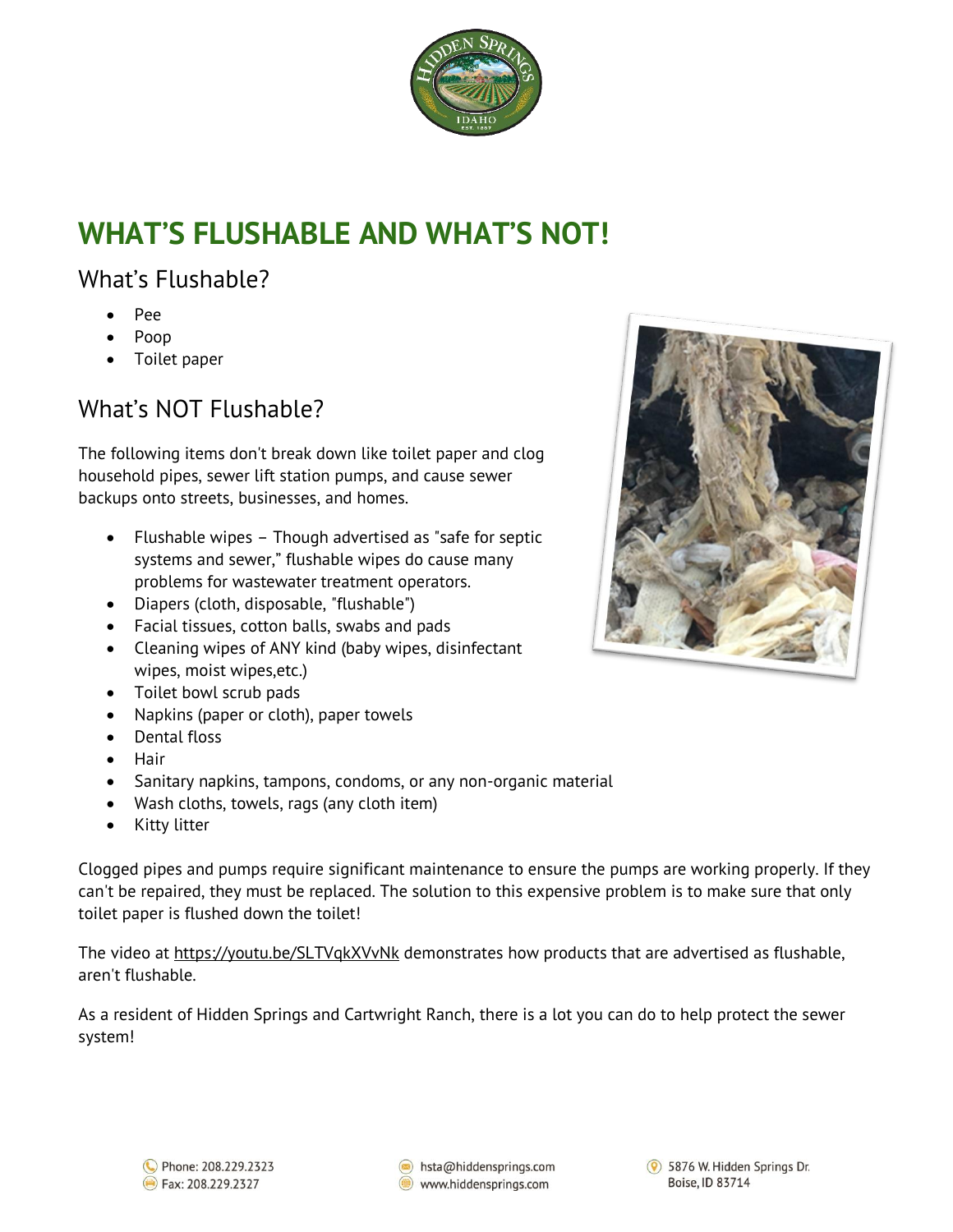# WHAT'S FLUSHABLE AND WHAT'S NOT!

## What's Flushable?

- Pee
- Poop
- Toilet paper

## What's NOT Flushable?

The following items don't break down like toilet paper and clog household pipes, sewer lift station pumps, and cause sewer backups onto streets, businesses, and homes.

- Flushable wipes – Though advertised as "safe for septic systems and sewer," flushable wipes do cause many problems for wastewater treatment operators.
- Diapers (cloth, disposable, "flushable")
- Facial tissues, cotton balls, swabs and pads
- Cleaning wipes of ANY kind (baby wipes, disinfectant wipes, moist wipes,etc.)
- Toilet bowl scrub pads
- Napkins (paper or cloth), paper towels
- Dental floss
- Hair
- Sanitary napkins, tampons, condoms, or any non-organic material
- Wash cloths, towels, rags (any cloth item)
- Kitty litter

Clogged pipes and pumps require significant maintenance to ensure the pumps are working properly. If they can't be repaired, they must be replaced. The solution to this expensive problem is to make sure that only toilet paper is flushed down the toilet!

The video at https://youtu.be/SLTVqkXVvNk demonstrates how products that are advertised as flushable, aren't flushable.

As a resident of Hidden Springs and Cartwright Ranch, there is a lot you can do to help protect the sewer system!

Phone: 208.229.2323
Fax: 208.229.2327

hsta@hiddensprings.com
www.hiddensprings.com

5876 W. Hidden Springs Dr.
Boise, ID 83714